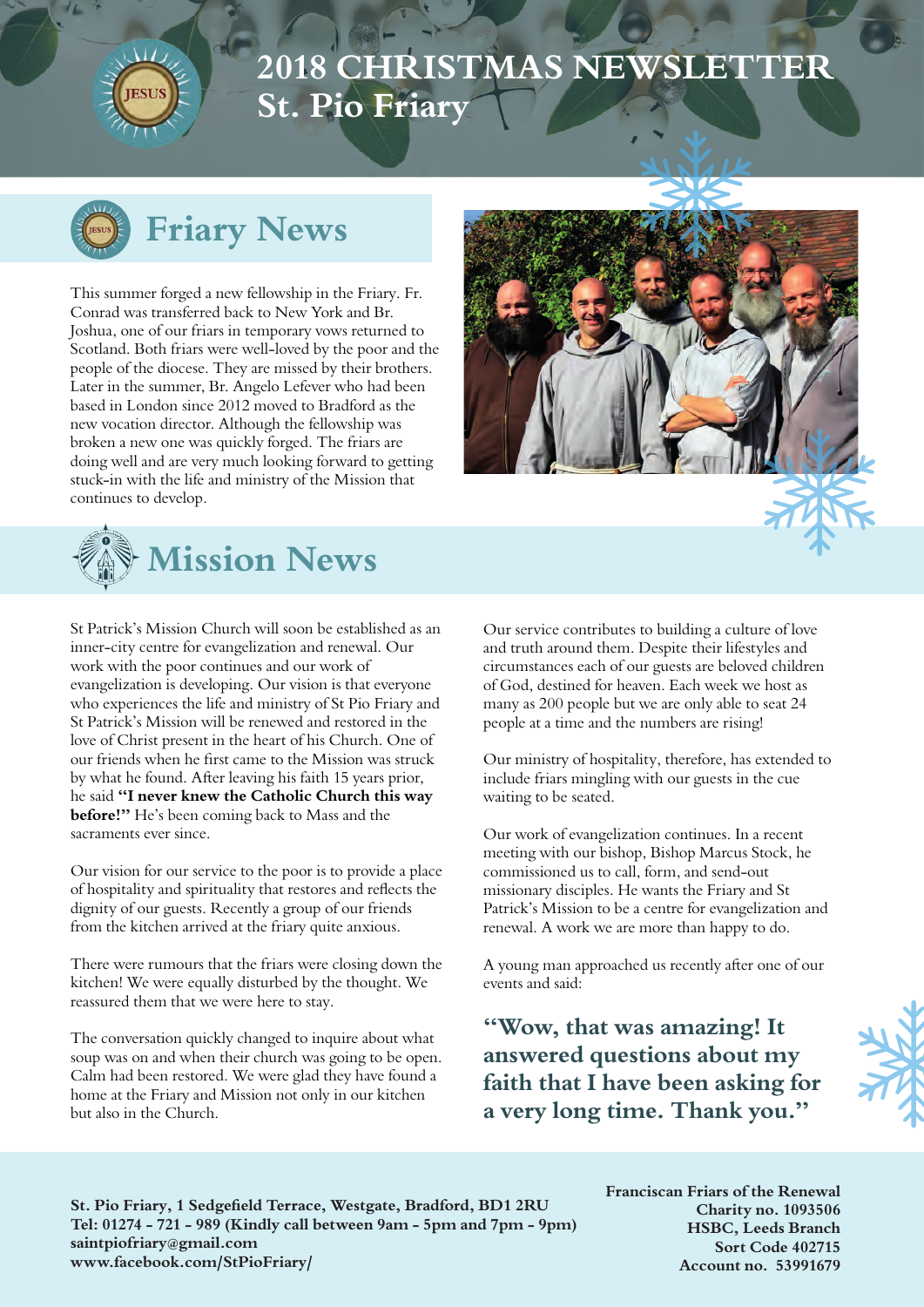# 2018 CHRISTMAS NEWSLETTER
# St. Pio Friary

## Friary News

This summer forged a new fellowship in the Friary. Fr. Conrad was transferred back to New York and Br. Joshua, one of our friars in temporary vows returned to Scotland. Both friars were well-loved by the poor and the people of the diocese. They are missed by their brothers. Later in the summer, Br. Angelo Lefever who had been based in London since 2012 moved to Bradford as the new vocation director. Although the fellowship was broken a new one was quickly forged. The friars are doing well and are very much looking forward to getting stuck-in with the life and ministry of the Mission that continues to develop.

## Mission News

St Patrick's Mission Church will soon be established as an inner-city centre for evangelization and renewal. Our work with the poor continues and our work of evangelization is developing. Our vision is that everyone who experiences the life and ministry of St Pio Friary and St Patrick's Mission will be renewed and restored in the love of Christ present in the heart of his Church. One of our friends when he first came to the Mission was struck by what he found. After leaving his faith 15 years prior, he said **"I never knew the Catholic Church this way before!"** He's been coming back to Mass and the sacraments ever since.

Our vision for our service to the poor is to provide a place of hospitality and spirituality that restores and reflects the dignity of our guests. Recently a group of our friends from the kitchen arrived at the friary quite anxious.

There were rumours that the friars were closing down the kitchen! We were equally disturbed by the thought. We reassured them that we were here to stay.

The conversation quickly changed to inquire about what soup was on and when their church was going to be open. Calm had been restored. We were glad they have found a home at the Friary and Mission not only in our kitchen but also in the Church.

Our service contributes to building a culture of love and truth around them. Despite their lifestyles and circumstances each of our guests are beloved children of God, destined for heaven. Each week we host as many as 200 people but we are only able to seat 24 people at a time and the numbers are rising!

Our ministry of hospitality, therefore, has extended to include friars mingling with our guests in the cue waiting to be seated.

Our work of evangelization continues. In a recent meeting with our bishop, Bishop Marcus Stock, he commissioned us to call, form, and send-out missionary disciples. He wants the Friary and St Patrick's Mission to be a centre for evangelization and renewal. A work we are more than happy to do.

A young man approached us recently after one of our events and said:

**"Wow, that was amazing! It answered questions about my faith that I have been asking for a very long time. Thank you."**

**St. Pio Friary, 1 Sedgefield Terrace, Westgate, Bradford, BD1 2RU**
**Tel: 01274 - 721 - 989 (Kindly call between 9am - 5pm and 7pm - 9pm)**
**saintpiofriary@gmail.com**
**www.facebook.com/StPioFriary/**

**Franciscan Friars of the Renewal**
**Charity no. 1093506**
**HSBC, Leeds Branch**
**Sort Code 402715**
**Account no. 53991679**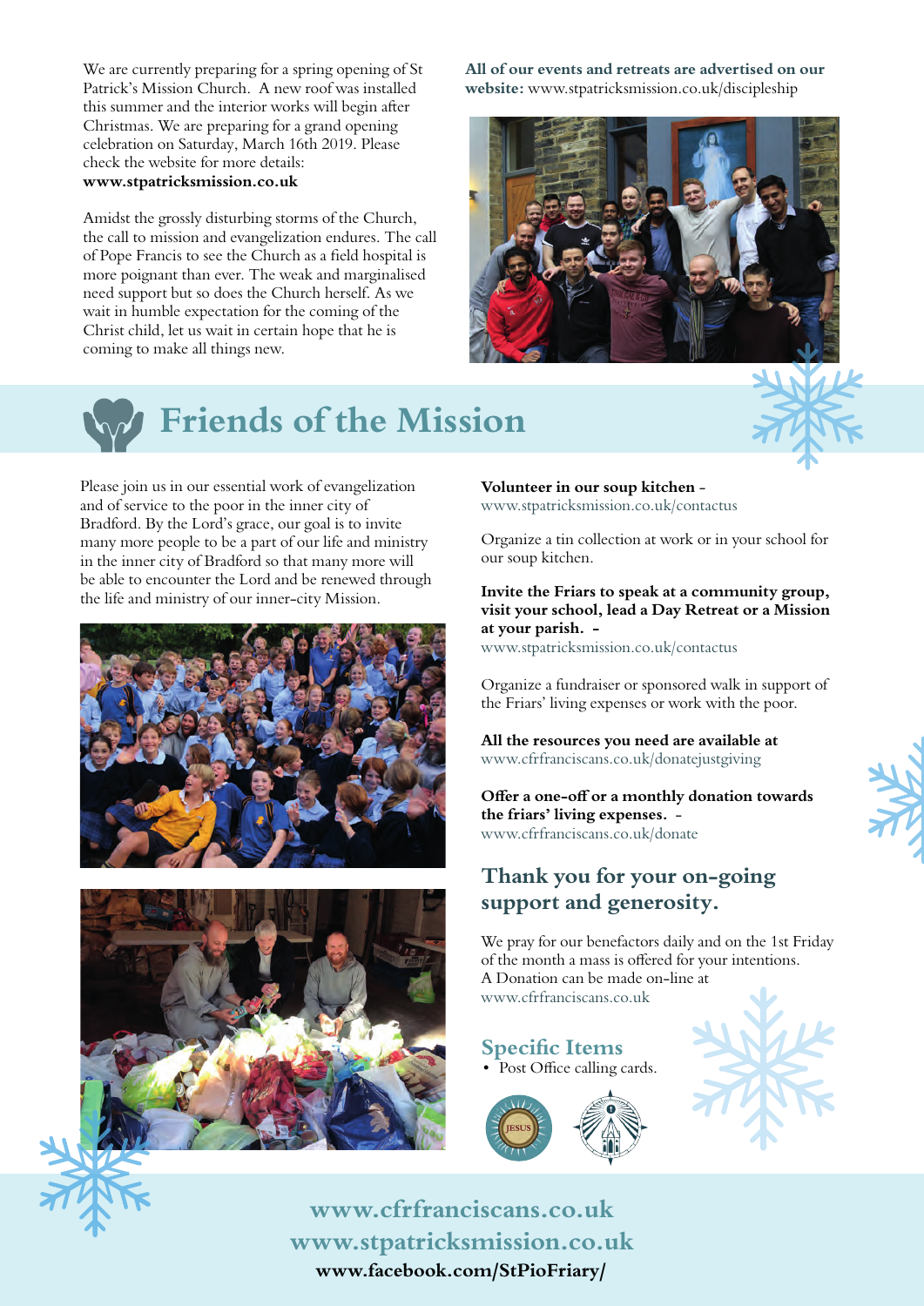We are currently preparing for a spring opening of St Patrick's Mission Church. A new roof was installed this summer and the interior works will begin after Christmas. We are preparing for a grand opening celebration on Saturday, March 16th 2019. Please check the website for more details: **www.stpatricksmission.co.uk**

Amidst the grossly disturbing storms of the Church, the call to mission and evangelization endures. The call of Pope Francis to see the Church as a field hospital is more poignant than ever. The weak and marginalised need support but so does the Church herself. As we wait in humble expectation for the coming of the Christ child, let us wait in certain hope that he is coming to make all things new.

**All of our events and retreats are advertised on our website:** www.stpatricksmission.co.uk/discipleship

# Friends of the Mission

Please join us in our essential work of evangelization and of service to the poor in the inner city of Bradford. By the Lord's grace, our goal is to invite many more people to be a part of our life and ministry in the inner city of Bradford so that many more will be able to encounter the Lord and be renewed through the life and ministry of our inner-city Mission.

**Volunteer in our soup kitchen -**
www.stpatricksmission.co.uk/contactus

Organize a tin collection at work or in your school for our soup kitchen.

**Invite the Friars to speak at a community group, visit your school, lead a Day Retreat or a Mission at your parish. -**
www.stpatricksmission.co.uk/contactus

Organize a fundraiser or sponsored walk in support of the Friars' living expenses or work with the poor.

**All the resources you need are available at**
www.cfrfranciscans.co.uk/donatejustgiving

**Offer a one-off or a monthly donation towards the friars' living expenses. -**
www.cfrfranciscans.co.uk/donate

## Thank you for your on-going support and generosity.

We pray for our benefactors daily and on the 1st Friday of the month a mass is offered for your intentions. A Donation can be made on-line at www.cfrfranciscans.co.uk

## Specific Items

- Post Office calling cards.

**www.cfrfranciscans.co.uk**
**www.stpatricksmission.co.uk**
**www.facebook.com/StPioFriary/**